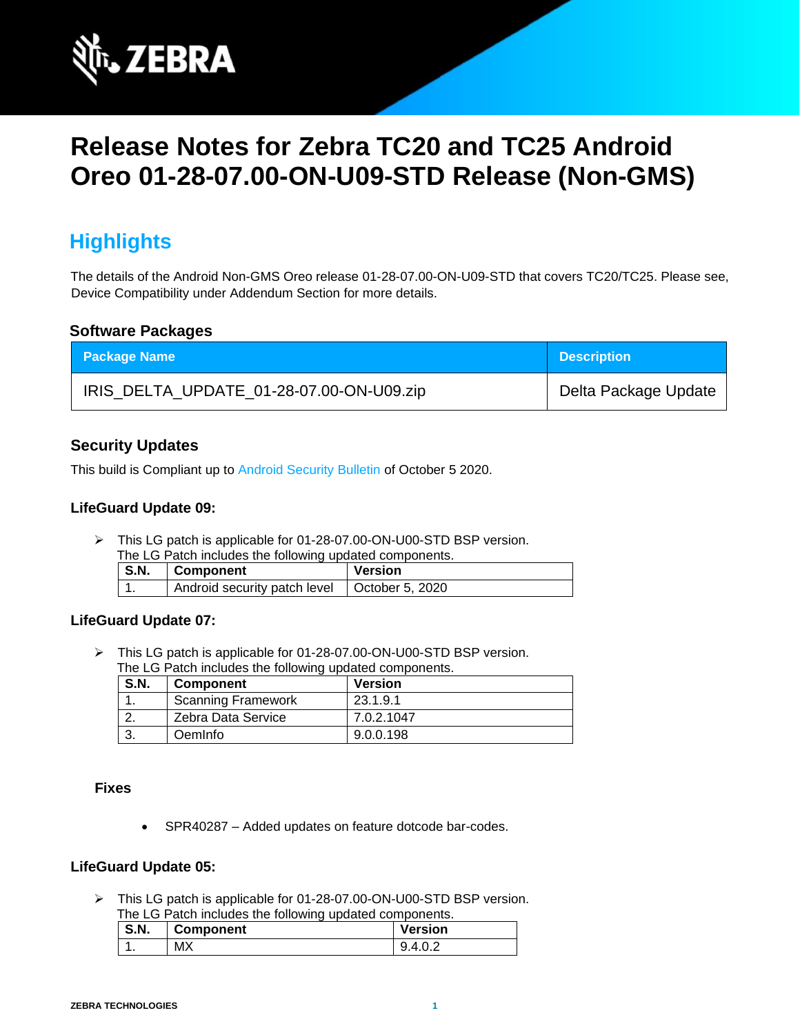# Release Notes for Zebra TC20 and TC25 Android Oreo 01-28-07.00-ON-U09-STD Release (Non-GMS)

## Highlights

The details of the Android Non-GMS Oreo release 01-28-07.00-ON-U09-STD that covers TC20/TC25. Please see, Device Compatibility under Addendum Section for more details.

### Software Packages

| Package Name | Description |
|---|---|
| IRIS_DELTA_UPDATE_01-28-07.00-ON-U09.zip | Delta Package Update |

### Security Updates

This build is Compliant up to Android Security Bulletin of October 5 2020.

### LifeGuard Update 09:

- This LG patch is applicable for 01-28-07.00-ON-U00-STD BSP version.
  The LG Patch includes the following updated components.

| S.N. | Component | Version |
|---|---|---|
| 1. | Android security patch level | October 5, 2020 |

### LifeGuard Update 07:

- This LG patch is applicable for 01-28-07.00-ON-U00-STD BSP version.
  The LG Patch includes the following updated components.

| S.N. | Component | Version |
|---|---|---|
| 1. | Scanning Framework | 23.1.9.1 |
| 2. | Zebra Data Service | 7.0.2.1047 |
| 3. | OemInfo | 9.0.0.198 |

#### Fixes

- SPR40287 – Added updates on feature dotcode bar-codes.

### LifeGuard Update 05:

- This LG patch is applicable for 01-28-07.00-ON-U00-STD BSP version.
  The LG Patch includes the following updated components.

| S.N. | Component | Version |
|---|---|---|
| 1. | MX | 9.4.0.2 |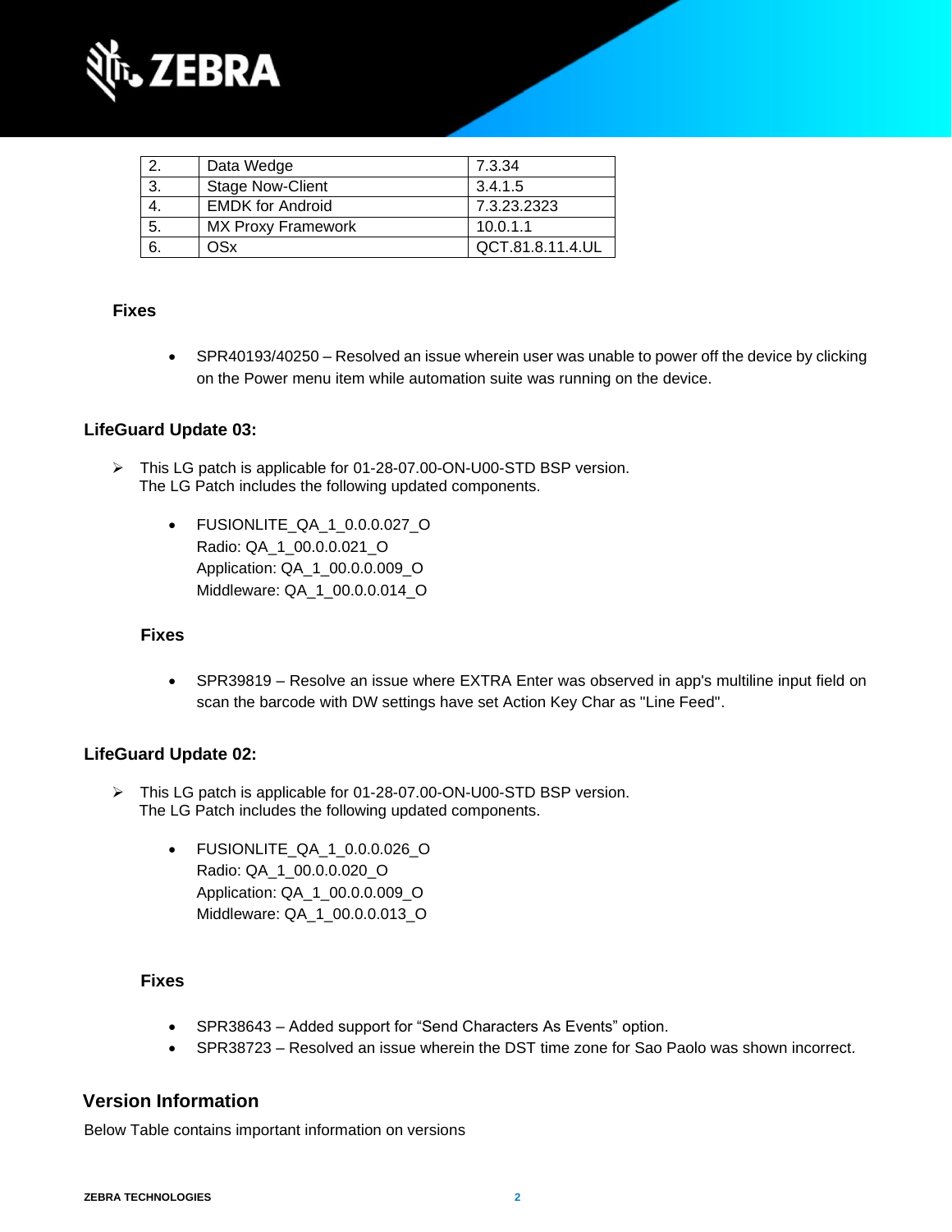| 2. | Data Wedge | 7.3.34 |
|---|---|---|
| 3. | Stage Now-Client | 3.4.1.5 |
| 4. | EMDK for Android | 7.3.23.2323 |
| 5. | MX Proxy Framework | 10.0.1.1 |
| 6. | OSx | QCT.81.8.11.4.UL |

**Fixes**

- SPR40193/40250 – Resolved an issue wherein user was unable to power off the device by clicking on the Power menu item while automation suite was running on the device.

### LifeGuard Update 03:

➢ This LG patch is applicable for 01-28-07.00-ON-U00-STD BSP version.
The LG Patch includes the following updated components.

- FUSIONLITE_QA_1_0.0.0.027_O
  Radio: QA_1_00.0.0.021_O
  Application: QA_1_00.0.0.009_O
  Middleware: QA_1_00.0.0.014_O

**Fixes**

- SPR39819 – Resolve an issue where EXTRA Enter was observed in app's multiline input field on scan the barcode with DW settings have set Action Key Char as "Line Feed".

### LifeGuard Update 02:

➢ This LG patch is applicable for 01-28-07.00-ON-U00-STD BSP version.
The LG Patch includes the following updated components.

- FUSIONLITE_QA_1_0.0.0.026_O
  Radio: QA_1_00.0.0.020_O
  Application: QA_1_00.0.0.009_O
  Middleware: QA_1_00.0.0.013_O

**Fixes**

- SPR38643 – Added support for “Send Characters As Events” option.
- SPR38723 – Resolved an issue wherein the DST time zone for Sao Paolo was shown incorrect.

## Version Information

Below Table contains important information on versions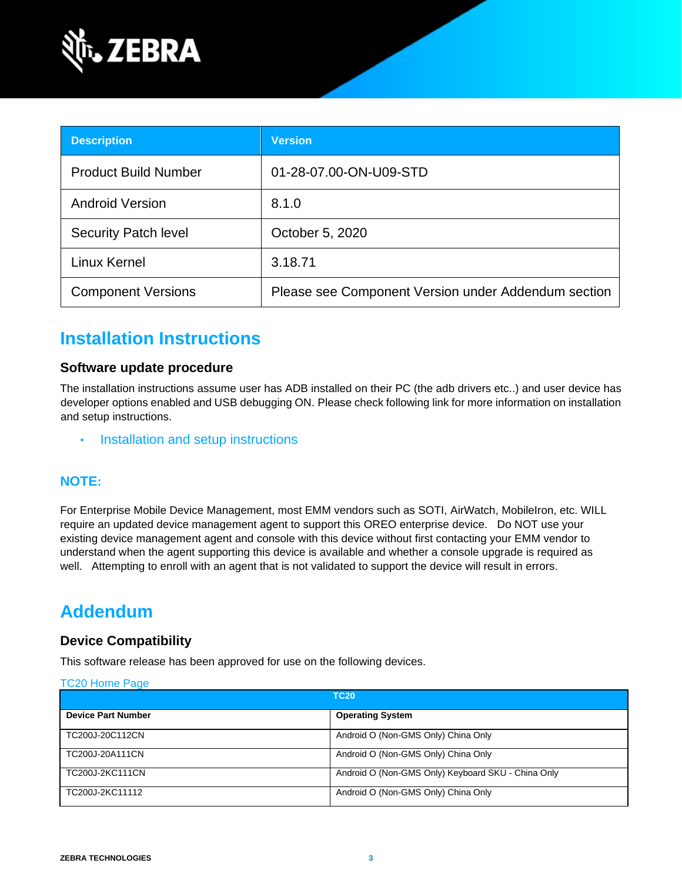| Description | Version |
| --- | --- |
| Product Build Number | 01-28-07.00-ON-U09-STD |
| Android Version | 8.1.0 |
| Security Patch level | October 5, 2020 |
| Linux Kernel | 3.18.71 |
| Component Versions | Please see Component Version under Addendum section |

# Installation Instructions

### Software update procedure

The installation instructions assume user has ADB installed on their PC (the adb drivers etc..) and user device has developer options enabled and USB debugging ON. Please check following link for more information on installation and setup instructions.

- Installation and setup instructions

**NOTE:**

For Enterprise Mobile Device Management, most EMM vendors such as SOTI, AirWatch, MobileIron, etc. WILL require an updated device management agent to support this OREO enterprise device. Do NOT use your existing device management agent and console with this device without first contacting your EMM vendor to understand when the agent supporting this device is available and whether a console upgrade is required as well. Attempting to enroll with an agent that is not validated to support the device will result in errors.

# Addendum

### Device Compatibility

This software release has been approved for use on the following devices.

TC20 Home Page

| TC20 | |
| --- | --- |
| **Device Part Number** | **Operating System** |
| TC200J-20C112CN | Android O (Non-GMS Only) China Only |
| TC200J-20A111CN | Android O (Non-GMS Only) China Only |
| TC200J-2KC111CN | Android O (Non-GMS Only) Keyboard SKU - China Only |
| TC200J-2KC11112 | Android O (Non-GMS Only) China Only |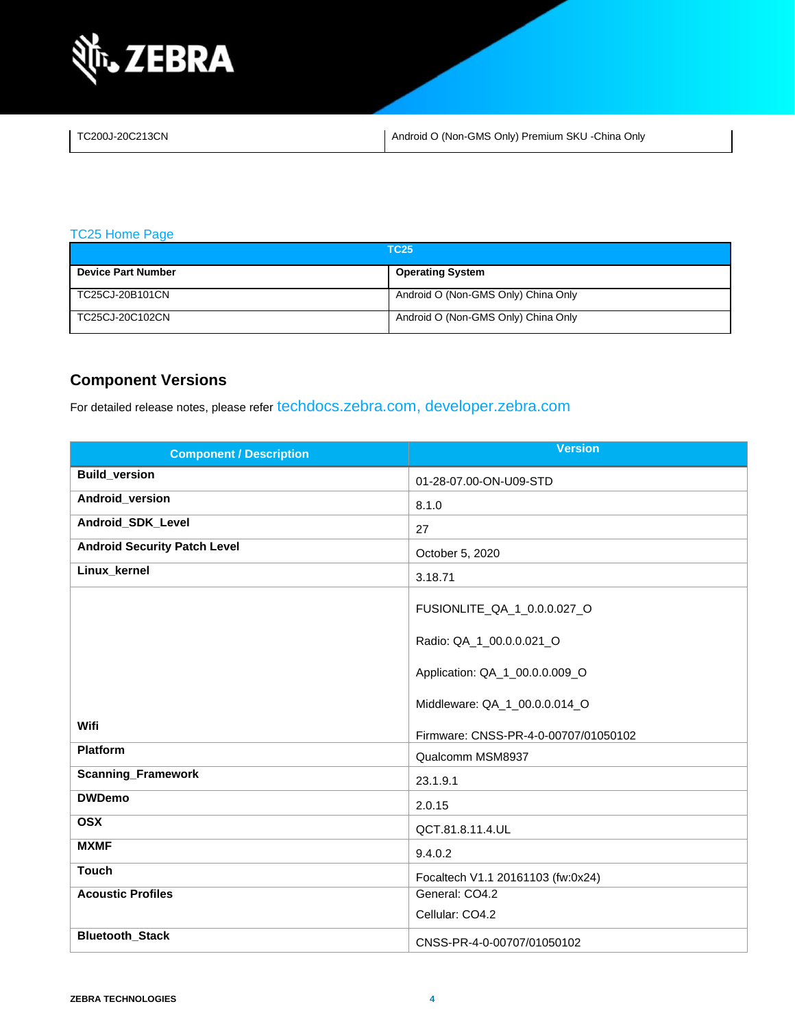| TC200J-20C213CN | Android O (Non-GMS Only) Premium SKU -China Only |
|---|---|

TC25 Home Page

| TC25 | |
|---|---|
| **Device Part Number** | **Operating System** |
| TC25CJ-20B101CN | Android O (Non-GMS Only) China Only |
| TC25CJ-20C102CN | Android O (Non-GMS Only) China Only |

## Component Versions

For detailed release notes, please refer techdocs.zebra.com, developer.zebra.com

| Component / Description | Version |
|---|---|
| **Build_version** | 01-28-07.00-ON-U09-STD |
| **Android_version** | 8.1.0 |
| **Android_SDK_Level** | 27 |
| **Android Security Patch Level** | October 5, 2020 |
| **Linux_kernel** | 3.18.71 |
| **Wifi** | FUSIONLITE_QA_1_0.0.0.027_O<br><br>Radio: QA_1_00.0.0.021_O<br><br>Application: QA_1_00.0.0.009_O<br><br>Middleware: QA_1_00.0.0.014_O<br><br>Firmware: CNSS-PR-4-0-00707/01050102 |
| **Platform** | Qualcomm MSM8937 |
| **Scanning_Framework** | 23.1.9.1 |
| **DWDemo** | 2.0.15 |
| **OSX** | QCT.81.8.11.4.UL |
| **MXMF** | 9.4.0.2 |
| **Touch** | Focaltech V1.1 20161103 (fw:0x24) |
| **Acoustic Profiles** | General: CO4.2<br><br>Cellular: CO4.2 |
| **Bluetooth_Stack** | CNSS-PR-4-0-00707/01050102 |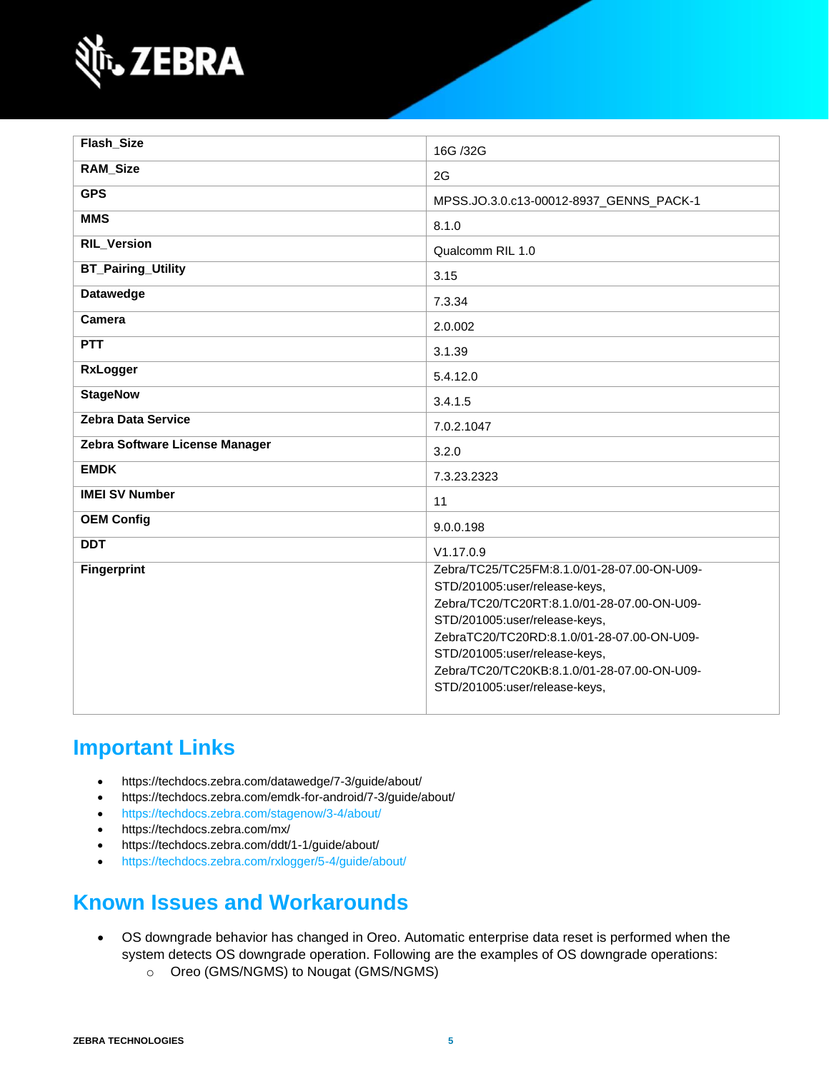| | |
|---|---|
| **Flash_Size** | 16G /32G |
| **RAM_Size** | 2G |
| **GPS** | MPSS.JO.3.0.c13-00012-8937_GENNS_PACK-1 |
| **MMS** | 8.1.0 |
| **RIL_Version** | Qualcomm RIL 1.0 |
| **BT_Pairing_Utility** | 3.15 |
| **Datawedge** | 7.3.34 |
| **Camera** | 2.0.002 |
| **PTT** | 3.1.39 |
| **RxLogger** | 5.4.12.0 |
| **StageNow** | 3.4.1.5 |
| **Zebra Data Service** | 7.0.2.1047 |
| **Zebra Software License Manager** | 3.2.0 |
| **EMDK** | 7.3.23.2323 |
| **IMEI SV Number** | 11 |
| **OEM Config** | 9.0.0.198 |
| **DDT** | V1.17.0.9 |
| **Fingerprint** | Zebra/TC25/TC25FM:8.1.0/01-28-07.00-ON-U09-STD/201005:user/release-keys, Zebra/TC20/TC20RT:8.1.0/01-28-07.00-ON-U09-STD/201005:user/release-keys, ZebraTC20/TC20RD:8.1.0/01-28-07.00-ON-U09-STD/201005:user/release-keys, Zebra/TC20/TC20KB:8.1.0/01-28-07.00-ON-U09-STD/201005:user/release-keys, |

## Important Links

- https://techdocs.zebra.com/datawedge/7-3/guide/about/
- https://techdocs.zebra.com/emdk-for-android/7-3/guide/about/
- https://techdocs.zebra.com/stagenow/3-4/about/
- https://techdocs.zebra.com/mx/
- https://techdocs.zebra.com/ddt/1-1/guide/about/
- https://techdocs.zebra.com/rxlogger/5-4/guide/about/

## Known Issues and Workarounds

- OS downgrade behavior has changed in Oreo. Automatic enterprise data reset is performed when the system detects OS downgrade operation. Following are the examples of OS downgrade operations:
  - Oreo (GMS/NGMS) to Nougat (GMS/NGMS)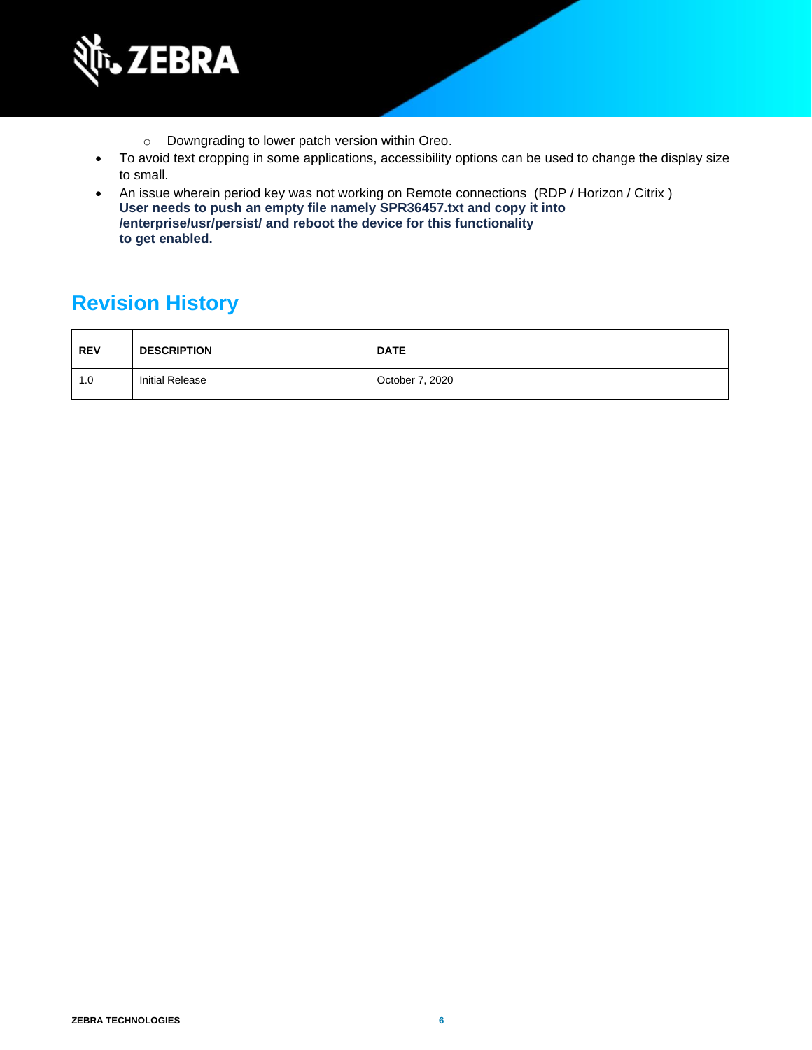- Downgrading to lower patch version within Oreo.
- To avoid text cropping in some applications, accessibility options can be used to change the display size to small.
- An issue wherein period key was not working on Remote connections (RDP / Horizon / Citrix )
  **User needs to push an empty file namely SPR36457.txt and copy it into /enterprise/usr/persist/ and reboot the device for this functionality to get enabled.**

## Revision History

| REV | DESCRIPTION | DATE |
|---|---|---|
| 1.0 | Initial Release | October 7, 2020 |